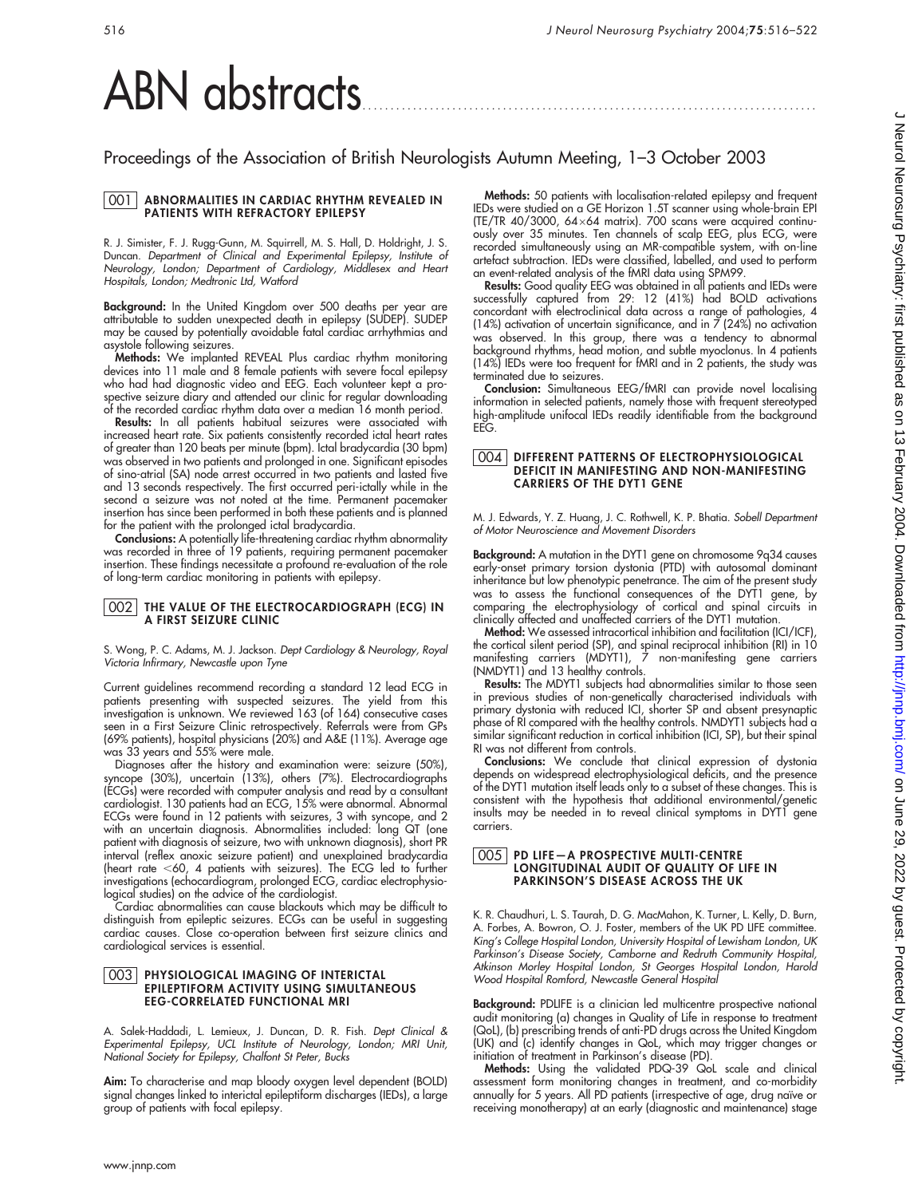# ABN abstracts

## Proceedings of the Association of British Neurologists Autumn Meeting, 1–3 October 2003

### 001 ABNORMALITIES IN CARDIAC RHYTHM REVEALED IN PATIENTS WITH REFRACTORY EPILEPSY

R. J. Simister, F. J. Rugg-Gunn, M. Squirrell, M. S. Hall, D. Holdright, J. S. Duncan. *Department of Clinical and Experimental Epilepsy, Institute of Neurology, London; Department of Cardiology, Middlesex and Heart Hospitals, London; Medtronic Ltd, Watford*

**Background:** In the United Kingdom over 500 deaths per year are attributable to sudden unexpected death in epilepsy (SUDEP). SUDEP may be caused by potentially avoidable fatal cardiac arrhythmias and asystole following seizures.

**Methods:** We implanted REVEAL Plus cardiac rhythm monitoring devices into 11 male and 8 female patients with severe focal epilepsy who had had diagnostic video and EEG. Each volunteer kept a prospective seizure diary and attended our clinic for regular downloading of the recorded cardiac rhythm data over a median 16 month period.

**Results:** In all patients habitual seizures were associated with increased heart rate. Six patients consistently recorded ictal heart rates of greater than 120 beats per minute (bpm). Ictal bradycardia (30 bpm) was observed in two patients and prolonged in one. Significant episodes of sino-atrial (SA) node arrest occurred in two patients and lasted five and 13 seconds respectively. The first occurred peri-ictally while in the second a seizure was not noted at the time. Permanent pacemaker insertion has since been performed in both these patients and is planned for the patient with the prolonged ictal bradycardia.

**Conclusions:** A potentially life-threatening cardiac rhythm abnormality was recorded in three of 19 patients, requiring permanent pacemaker insertion. These findings necessitate a profound re-evaluation of the role of long-term cardiac monitoring in patients with epilepsy.

### 002 THE VALUE OF THE ELECTROCARDIOGRAPH (ECG) IN A FIRST SEIZURE CLINIC

S. Wong, P. C. Adams, M. J. Jackson. *Dept Cardiology & Neurology, Royal Victoria Infirmary, Newcastle upon Tyne*

Current guidelines recommend recording a standard 12 lead ECG in patients presenting with suspected seizures. The yield from this investigation is unknown. We reviewed 163 (of 164) consecutive cases seen in a First Seizure Clinic retrospectively. Referrals were from GPs (69% patients), hospital physicians (20%) and A&E (11%). Average age was 33 years and 55% were male.

Diagnoses after the history and examination were: seizure (50%), syncope (30%), uncertain (13%), others (7%). Electrocardiographs (ECGs) were recorded with computer analysis and read by a consultant cardiologist. 130 patients had an ECG, 15% were abnormal. Abnormal ECGs were found in 12 patients with seizures, 3 with syncope, and 2 with an uncertain diagnosis. Abnormalities included: long QT (one patient with diagnosis of seizure, two with unknown diagnosis), short PR interval (reflex anoxic seizure patient) and unexplained bradycardia (heart rate <60, 4 patients with seizures). The ECG led to further investigations (echocardiogram, prolonged ECG, cardiac electrophysiological studies) on the advice of the cardiologist.

Cardiac abnormalities can cause blackouts which may be difficult to distinguish from epileptic seizures. ECGs can be useful in suggesting cardiac causes. Close co-operation between first seizure clinics and cardiological services is essential.

### 003 PHYSIOLOGICAL IMAGING OF INTERICTAL EPILEPTIFORM ACTIVITY USING SIMULTANEOUS EEG-CORRELATED FUNCTIONAL MRI

A. Salek-Haddadi, L. Lemieux, J. Duncan, D. R. Fish. *Dept Clinical & Experimental Epilepsy, UCL Institute of Neurology, London; MRI Unit, National Society for Epilepsy, Chalfont St Peter, Bucks*

**Aim:** To characterise and map blood oxygen level dependent (BOLD) signal changes linked to interictal epileptiform discharges (IEDs), a large group of patients with focal epilepsy.

**Methods:** 50 patients with localisation-related epilepsy and frequent IEDs were studied on a GE Horizon 1.5T scanner using whole-brain EPI (TE/TR 40/3000, 64×64 matrix). 700 scans were acquired continuously over 35 minutes. Ten channels of scalp EEG, plus ECG, were recorded simultaneously using an MR-compatible system, with on-line artefact subtraction. IEDs were classified, labelled, and used to perform an event-related analysis of the fMRI data using SPM99.

**Results:** Good quality EEG was obtained in all patients and IEDs were successfully captured from 29: 12 (41%) had BOLD activations concordant with electroclinical data across a range of pathologies, 4 (14%) activation of uncertain significance, and in 7 (24%) no activation was observed. In this group, there was a tendency to abnormal background rhythms, head motion, and subtle myoclonus. In 4 patients (14%) IEDs were too frequent for fMRI and in 2 patients, the study was terminated due to seizures.

**Conclusion:** Simultaneous EEG/fMRI can provide novel localising information in selected patients, namely those with frequent stereotyped high-amplitude unifocal IEDs readily identifiable from the background EEG.

### 004 DIFFERENT PATTERNS OF ELECTROPHYSIOLOGICAL DEFICIT IN MANIFESTING AND NON-MANIFESTING CARRIERS OF THE DYT1 GENE

M. J. Edwards, Y. Z. Huang, J. C. Rothwell, K. P. Bhatia. *Sobell Department of Motor Neuroscience and Movement Disorders*

**Background:** A mutation in the DYT1 gene on chromosome 9q34 causes early-onset primary torsion dystonia (PTD) with autosomal dominant inheritance but low phenotypic penetrance. The aim of the present study was to assess the functional consequences of the DYT1 gene, by comparing the electrophysiology of cortical and spinal circuits in clinically affected and unaffected carriers of the DYT1 mutation.

**Method:** We assessed intracortical inhibition and facilitation (ICI/ICF), the cortical silent period (SP), and spinal reciprocal inhibition (RI) in 10 manifesting carriers (MDYT1), 7 non-manifesting gene carriers (NMDYT1) and 13 healthy controls.

**Results:** The MDYT1 subjects had abnormalities similar to those seen in previous studies of non-genetically characterised individuals with primary dystonia with reduced ICI, shorter SP and absent presynaptic phase of RI compared with the healthy controls. NMDYT1 subjects had a similar significant reduction in cortical inhibition (ICI, SP), but their spinal RI was not different from controls.

**Conclusions:** We conclude that clinical expression of dystonia depends on widespread electrophysiological deficits, and the presence of the DYT1 mutation itself leads only to a subset of these changes. This is consistent with the hypothesis that additional environmental/genetic insults may be needed in to reveal clinical symptoms in DYT1 gene carriers.

### 005 PD LIFE—A PROSPECTIVE MULTI-CENTRE LONGITUDINAL AUDIT OF QUALITY OF LIFE IN PARKINSON'S DISEASE ACROSS THE UK

K. R. Chaudhuri, L. S. Taurah, D. G. MacMahon, K. Turner, L. Kelly, D. Burn, A. Forbes, A. Bowron, O. J. Foster, members of the UK PD LIFE committee. *King's College Hospital London, University Hospital of Lewisham London, UK Parkinson's Disease Society, Camborne and Redruth Community Hospital, Atkinson Morley Hospital London, St Georges Hospital London, Harold Wood Hospital Romford, Newcastle General Hospital*

**Background:** PDLIFE is a clinician led multicentre prospective national audit monitoring (a) changes in Quality of Life in response to treatment (QoL), (b) prescribing trends of anti-PD drugs across the United Kingdom (UK) and (c) identify changes in QoL, which may trigger changes or initiation of treatment in Parkinson's disease (PD).

**Methods:** Using the validated PDQ-39 QoL scale and clinical assessment form monitoring changes in treatment, and co-morbidity annually for 5 years. All PD patients (irrespective of age, drug naïve or receiving monotherapy) at an early (diagnostic and maintenance) stage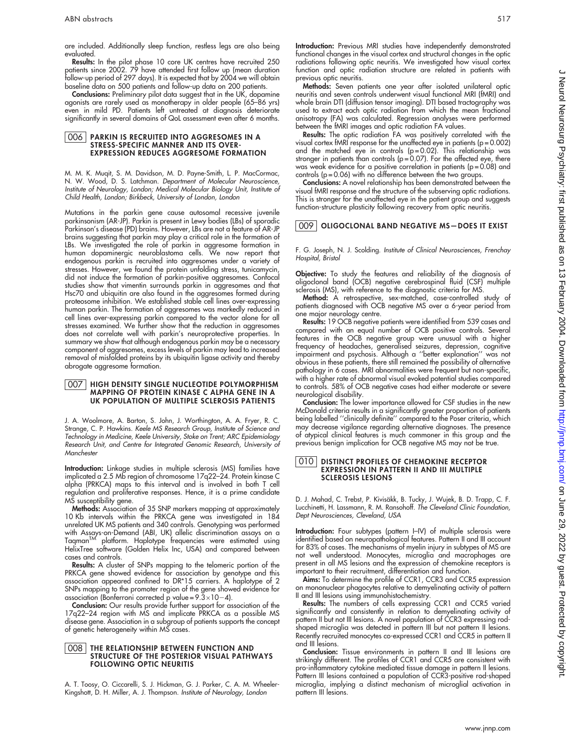are included. Additionally sleep function, restless legs are also being evaluated.

**Results:** In the pilot phase 10 core UK centres have recruited 250 patients since 2002. 79 have attended first follow up (mean duration follow-up period of 297 days). It is expected that by 2004 we will obtain baseline data on 500 patients and follow-up data on 200 patients.

**Conclusions:** Preliminary pilot data suggest that in the UK, dopamine agonists are rarely used as monotherapy in older people (65–86 yrs) even in mild PD. Patients left untreated at diagnosis deteriorate significantly in several domains of QoL assessment even after 6 months.

## 006 PARKIN IS RECRUITED INTO AGGRESOMES IN A STRESS-SPECIFIC MANNER AND ITS OVER-EXPRESSION REDUCES AGGRESOME FORMATION

M. M. K. Muqit, S. M. Davidson, M. D. Payne-Smith, L. P. MacCormac, N. W. Wood, D. S. Latchman. *Department of Molecular Neuroscience, Institute of Neurology, London; Medical Molecular Biology Unit, Institute of Child Health, London; Birkbeck, University of London, London*

Mutations in the parkin gene cause autosomal recessive juvenile parkinsonism (AR-JP). Parkin is present in Lewy bodies (LBs) of sporadic Parkinson's disease (PD) brains. However, LBs are not a feature of AR-JP brains suggesting that parkin may play a critical role in the formation of LBs. We investigated the role of parkin in aggresome formation in human dopaminergic neuroblastoma cells. We now report that endogenous parkin is recruited into aggresomes under a variety of stresses. However, we found the protein unfolding stress, tunicamycin, did not induce the formation of parkin-positive aggresomes. Confocal studies show that vimentin surrounds parkin in aggresomes and that Hsc70 and ubiquitin are also found in the aggresomes formed during proteosome inhibition. We established stable cell lines over-expressing human parkin. The formation of aggresomes was markedly reduced in cell lines over-expressing parkin compared to the vector alone for all stresses examined. We further show that the reduction in aggresomes does not correlate well with parkin's neuroprotective properties. In summary we show that although endogenous parkin may be a necessary component of aggresomes, excess levels of parkin may lead to increased removal of misfolded proteins by its ubiquitin ligase activity and thereby abrogate aggresome formation.

## 007 HIGH DENSITY SINGLE NUCLEOTIDE POLYMORPHISM MAPPING OF PROTEIN KINASE C ALPHA GENE IN A UK POPULATION OF MULTIPLE SCLEROSIS PATIENTS

J. A. Woolmore, A. Barton, S. John, J. Worthington, A. A. Fryer, R. C. Strange, C. P. Hawkins. *Keele MS Research Group, Institute of Science and Technology in Medicine, Keele University, Stoke on Trent; ARC Epidemiology Research Unit, and Centre for Integrated Genomic Research, University of Manchester*

**Introduction:** Linkage studies in multiple sclerosis (MS) families have implicated a 2.5 Mb region of chromosome 17q22–24. Protein kinase C alpha (PRKCA) maps to this interval and is involved in both T cell regulation and proliferative responses. Hence, it is a prime candidate MS susceptibility gene.

**Methods:** Association of 35 SNP markers mapping at approximately 10 Kb intervals within the PRKCA gene was investigated in 184 unrelated UK MS patients and 340 controls. Genotyping was performed with Assays-on-Demand (ABI, UK) allelic discrimination assays on a Taqman™ platform. Haplotype frequencies were estimated using HelixTree software (Golden Helix Inc, USA) and compared between cases and controls.

**Results:** A cluster of SNPs mapping to the telomeric portion of the PRKCA gene showed evidence for association by genotype and this association appeared confined to DR*15 carriers. A haplotype of 2 SNPs mapping to the promoter region of the gene showed evidence for association (Bonferroni corrected p value $= 9.3 \times 10-4$).

**Conclusion:** Our results provide further support for association of the 17q22–24 region with MS and implicate PRKCA as a possible MS disease gene. Association in a subgroup of patients supports the concept of genetic heterogeneity within MS cases.

## 008 THE RELATIONSHIP BETWEEN FUNCTION AND STRUCTURE OF THE POSTERIOR VISUAL PATHWAYS FOLLOWING OPTIC NEURITIS

A. T. Toosy, O. Ciccarelli, S. J. Hickman, G. J. Parker, C. A. M. Wheeler-Kingshott, D. H. Miller, A. J. Thompson. *Institute of Neurology, London*

**Introduction:** Previous MRI studies have independently demonstrated functional changes in the visual cortex and structural changes in the optic radiations following optic neuritis. We investigated how visual cortex function and optic radiation structure are related in patients with previous optic neuritis.

**Methods:** Seven patients one year after isolated unilateral optic neuritis and seven controls underwent visual functional MRI (fMRI) and whole brain DTI (diffusion tensor imaging). DTI based tractography was used to extract each optic radiation from which the mean fractional anisotropy (FA) was calculated. Regression analyses were performed between the fMRI images and optic radiation FA values.

**Results:** The optic radiation FA was positively correlated with the visual cortex fMRI response for the unaffected eye in patients ($p = 0.002$) and the matched eye in controls ($p = 0.02$). This relationship was stronger in patients than controls ($p = 0.07$). For the affected eye, there was weak evidence for a positive correlation in patients ($p = 0.08$) and controls ($p = 0.06$) with no difference between the two groups.

**Conclusions:** A novel relationship has been demonstrated between the visual fMRI response and the structure of the subserving optic radiations. This is stronger for the unaffected eye in the patient group and suggests function-structure plasticity following recovery from optic neuritis.

## 009 OLIGOCLONAL BAND NEGATIVE MS—DOES IT EXIST

F. G. Joseph, N. J. Scolding. *Institute of Clinical Neurosciences, Frenchay Hospital, Bristol*

**Objective:** To study the features and reliability of the diagnosis of oligoclonal band (OCB) negative cerebrospinal fluid (CSF) multiple sclerosis (MS), with reference to the diagnostic criteria for MS.

**Method:** A retrospective, sex-matched, case-controlled study of patients diagnosed with OCB negative MS over a 6-year period from one major neurology centre.

**Results:** 19 OCB negative patients were identified from 539 cases and compared with an equal number of OCB positive controls. Several features in the OCB negative group were unusual with a higher frequency of headaches, generalised seizures, depression, cognitive impairment and psychosis. Although a ''better explanation'' was not obvious in these patients, there still remained the possibility of alternative pathology in 6 cases. MRI abnormalities were frequent but non-specific, with a higher rate of abnormal visual evoked potential studies compared to controls. 58% of OCB negative cases had either moderate or severe neurological disability.

**Conclusion:** The lower importance allowed for CSF studies in the new McDonald criteria results in a significantly greater proportion of patients being labelled ''clinically definite'' compared to the Poser criteria, which may decrease vigilance regarding alternative diagnoses. The presence of atypical clinical features is much commoner in this group and the previous benign implication for OCB negative MS may not be true.

## 010 DISTINCT PROFILES OF CHEMOKINE RECEPTOR EXPRESSION IN PATTERN II AND III MULTIPLE SCLEROSIS LESIONS

D. J. Mahad, C. Trebst, P. Kivisäkk, B. Tucky, J. Wujek, B. D. Trapp, C. F. Lucchinetti, H. Lassmann, R. M. Ransohoff. *The Cleveland Clinic Foundation, Dept Neurosciences, Cleveland, USA*

**Introduction:** Four subtypes (pattern I–IV) of multiple sclerosis were identified based on neuropathological features. Pattern II and III account for 83% of cases. The mechanisms of myelin injury in subtypes of MS are not well understood. Monocytes, microglia and macrophages are present in all MS lesions and the expression of chemokine receptors is important to their recruitment, differentiation and function.

**Aims:** To determine the profile of CCR1, CCR3 and CCR5 expression on mononuclear phagocytes relative to demyelinating activity of pattern II and III lesions using immunohistochemistry.

**Results:** The numbers of cells expressing CCR1 and CCR5 varied significantly and consistently in relation to demyelinating activity of pattern II but not III lesions. A novel population of CCR3 expressing rod-shaped microglia was detected in pattern III but not pattern II lesions. Recently recruited monocytes co-expressed CCR1 and CCR5 in pattern II and III lesions.

**Conclusion:** Tissue environments in pattern II and III lesions are strikingly different. The profiles of CCR1 and CCR5 are consistent with pro-inflammatory cytokine mediated tissue damage in pattern II lesions. Pattern III lesions contained a population of CCR3-positive rod-shaped microglia, implying a distinct mechanism of microglial activation in pattern III lesions.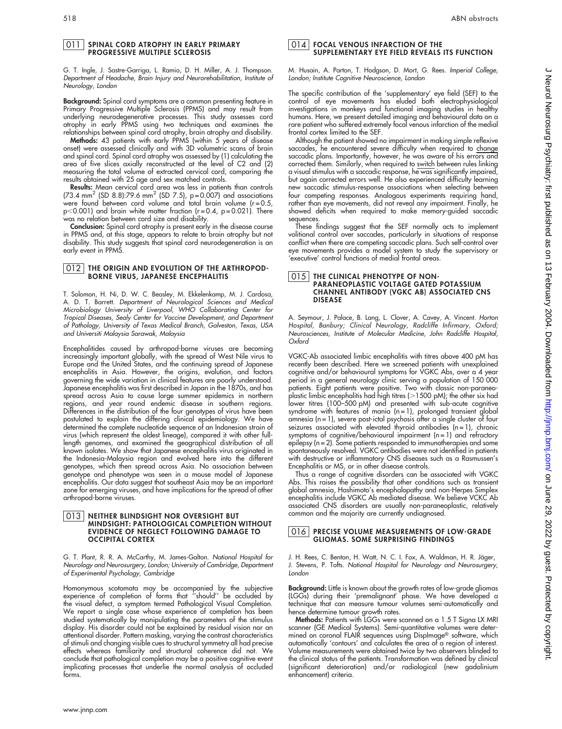## 011 SPINAL CORD ATROPHY IN EARLY PRIMARY PROGRESSIVE MULTIPLE SCLEROSIS

G. T. Ingle, J. Sastre-Garriga, L. Ramio, D. H. Miller, A. J. Thompson. *Department of Headache, Brain Injury and Neurorehabilitation, Institute of Neurology, London*

**Background:** Spinal cord symptoms are a common presenting feature in Primary Progressive Multiple Sclerosis (PPMS) and may result from underlying neurodegenerative processes. This study assesses cord atrophy in early PPMS using two techniques and examines the relationships between spinal cord atrophy, brain atrophy and disability.

**Methods:** 43 patients with early PPMS (within 5 years of disease onset) were assessed clinically and with 3D volumetric scans of brain and spinal cord. Spinal cord atrophy was assessed by (1) calculating the area of five slices axially reconstructed at the level of C2 and (2) measuring the total volume of extracted cervical cord, comparing the results obtained with 25 age and sex matched controls.

**Results:** Mean cervical cord area was less in patients than controls (73.4 mm$^2$ (SD 8.8):79.6 mm$^2$ (SD 7.5), $p = 0.007$) and associations were found between cord volume and total brain volume ($r = 0.5$, $p < 0.001$) and brain white matter fraction ($r = 0.4$, $p = 0.021$). There was no relation between cord size and disability.

**Conclusion:** Spinal cord atrophy is present early in the disease course in PPMS and, at this stage, appears to relate to brain atrophy but not disability. This study suggests that spinal cord neurodegeneration is an early event in PPMS.

## 012 THE ORIGIN AND EVOLUTION OF THE ARTHROPOD-BORNE VIRUS, JAPANESE ENCEPHALITIS

T. Solomon, H. Ni, D. W. C. Beasley, M. Ekkelenkamp, M. J. Cardosa, A. D. T. Barrett. *Department of Neurological Sciences and Medical Microbiology University of Liverpool, WHO Collaborating Center for Tropical Diseases, Sealy Center for Vaccine Development, and Department of Pathology, University of Texas Medical Branch, Galveston, Texas, USA and Universiti Malaysia Sarawak, Malaysia*

Encephalitides caused by arthropod-borne viruses are becoming increasingly important globally, with the spread of West Nile virus to Europe and the United States, and the continuing spread of Japanese encephalitis in Asia. However, the origins, evolution, and factors governing the wide variation in clinical features are poorly understood. Japanese encephalitis was first described in Japan in the 1870s, and has spread across Asia to cause large summer epidemics in northern regions, and year round endemic disease in southern regions. Differences in the distribution of the four genotypes of virus have been postulated to explain the differing clinical epidemiology. We have determined the complete nucleotide sequence of an Indonesian strain of virus (which represent the oldest lineage), compared it with other full-length genomes, and examined the geographical distribution of all known isolates. We show that Japanese encephalitis virus originated in the Indonesia-Malaysia region and evolved here into the different genotypes, which then spread across Asia. No association between genotype and phenotype was seen in a mouse model of Japanese encephalitis. Our data suggest that southeast Asia may be an important zone for emerging viruses, and have implications for the spread of other arthropod-borne viruses.

## 013 NEITHER BLINDSIGHT NOR OVERSIGHT BUT MINDSIGHT: PATHOLOGICAL COMPLETION WITHOUT EVIDENCE OF NEGLECT FOLLOWING DAMAGE TO OCCIPITAL CORTEX

G. T. Plant, R. R. A. McCarthy, M. James-Galton. *National Hospital for Neurology and Neurosurgery, London; University of Cambridge, Department of Experimental Psychology, Cambridge*

Homonymous scotomata may be accompanied by the subjective experience of completion of forms that "should" be occluded by the visual defect, a symptom termed Pathological Visual Completion. We report a single case whose experience of completion has been studied systematically by manipulating the parameters of the stimulus display. His disorder could not be explained by residual vision nor an attentional disorder. Pattern masking, varying the contrast characteristics of stimuli and changing visible cues to structural symmetry all had precise effects whereas familiarity and structural coherence did not. We conclude that pathological completion may be a positive cognitive event implicating processes that underlie the normal analysis of occluded forms.

## 014 FOCAL VENOUS INFARCTION OF THE SUPPLEMENTARY EYE FIELD REVEALS ITS FUNCTION

M. Husain, A. Parton, T. Hodgson, D. Mort, G. Rees. *Imperial College, London; Institute Cognitive Neuroscience, London*

The specific contribution of the 'supplementary' eye field (SEF) to the control of eye movements has eluded both electrophysiological investigations in monkeys and functional imaging studies in healthy humans. Here, we present detailed imaging and behavioural data on a rare patient who suffered extremely focal venous infarction of the medial frontal cortex limited to the SEF.

Although the patient showed no impairment in making simple reflexive saccades, he encountered severe difficulty when required to change saccadic plans. Importantly, however, he was aware of his errors and corrected them. Similarly, when required to switch between rules linking a visual stimulus with a saccadic response, he was significantly impaired, but again corrected errors well. He also experienced difficulty learning new saccadic stimulus-response associations when selecting between four competing responses. Analogous experiments requiring hand, rather than eye movements, did not reveal any impairment. Finally, he showed deficits when required to make memory-guided saccadic sequences.

These findings suggest that the SEF normally acts to implement volitional control over saccades, particularly in situations of response conflict when there are competing saccadic plans. Such self-control over eye movements provides a model system to study the supervisory or 'executive' control functions of medial frontal areas.

## 015 THE CLINICAL PHENOTYPE OF NON-PARANEOPLASTIC VOLTAGE GATED POTASSIUM CHANNEL ANTIBODY (VGKC AB) ASSOCIATED CNS DISEASE

A. Seymour, J. Palace, B. Lang, L. Clover, A. Cavey, A. Vincent. *Horton Hospital, Banbury; Clinical Neurology, Radcliffe Infirmary, Oxford; Neurosciences, Institute of Molecular Medicine, John Radcliffe Hospital, Oxford*

VGKC-Ab associated limbic encephalitis with titres above 400 pM has recently been described. Here we screened patients with unexplained cognitive and/or behavioural symptoms for VGKC Abs, over a 4 year period in a general neurology clinic serving a population of 150 000 patients. Eight patients were positive. Two with classic non-paraneoplastic limbic encephalitis had high titres (>1500 pM); the other six had lower titres (100–500 pM) and presented with sub-acute cognitive syndrome with features of mania (n = 1), prolonged transient global amnesia (n = 1), severe post-ictal psychosis after a single cluster of four seizures associated with elevated thyroid antibodies (n = 1), chronic symptoms of cognitive/behavioural impairment (n = 1) and refractory epilepsy (n = 2). Some patients responded to immunotherapies and some spontaneously resolved. VGKC antibodies were not identified in patients with destructive or inflammatory CNS diseases such as a Rasmussen's Encephalitis or MS, or in other disease controls.

Thus a range of cognitive disorders can be associated with VGKC Abs. This raises the possibility that other conditions such as transient global amnesia, Hashimoto's encephalopathy and non-Herpes Simplex encephalitis include VGKC Ab mediated disease. We believe VCKC Ab associated CNS disorders are usually non-paraneoplastic, relatively common and the majority are currently undiagnosed.

## 016 PRECISE VOLUME MEASUREMENTS OF LOW-GRADE GLIOMAS. SOME SURPRISING FINDINGS

J. H. Rees, C. Benton, H. Watt, N. C. I. Fox, A. Waldman, H. R. Jäger, J. Stevens, P. Tofts. *National Hospital for Neurology and Neurosurgery, London*

**Background:** Little is known about the growth rates of low-grade gliomas (LGGs) during their 'premalignant' phase. We have developed a technique that can measure tumour volumes semi-automatically and hence determine tumour growth rates.

**Methods:** Patients with LGGs were scanned on a 1.5 T Signa LX MRI scanner (GE Medical Systems). Semi-quantitative volumes were determined on coronal FLAIR sequences using Displmage® software, which automatically 'contours' and calculates the area of a region of interest. Volume measurements were obtained twice by two observers blinded to the clinical status of the patients. Transformation was defined by clinical (significant deterioration) and/or radiological (new gadolinium enhancement) criteria.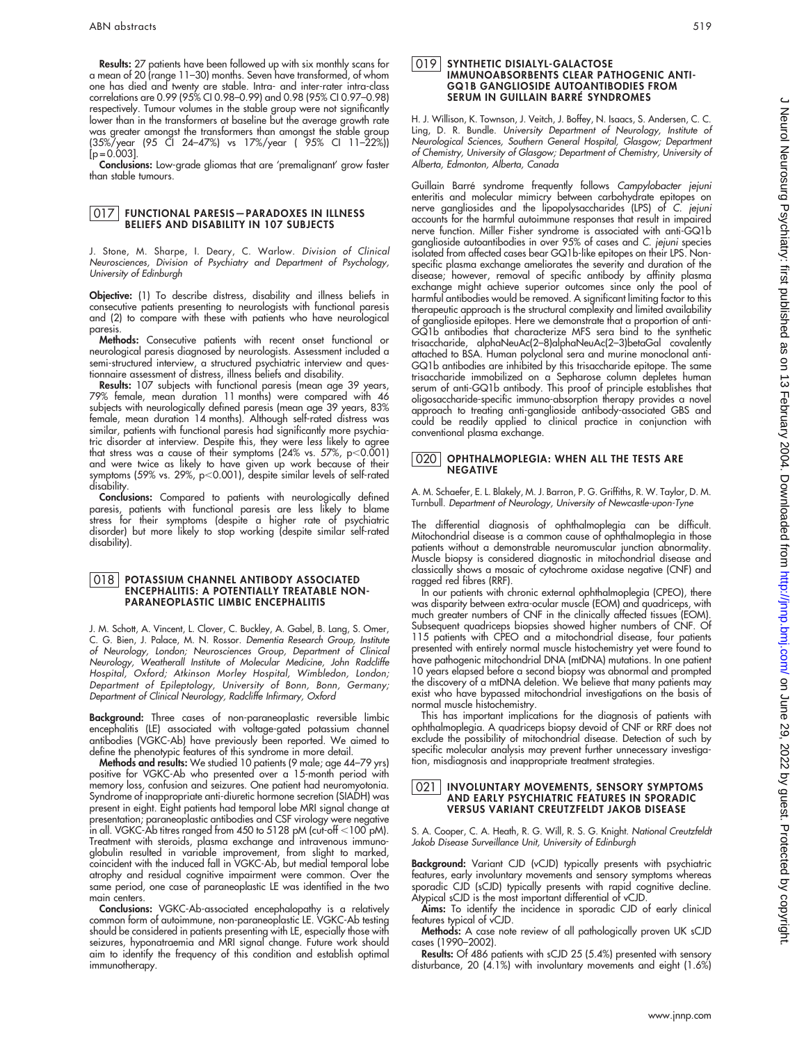**Results:** 27 patients have been followed up with six monthly scans for a mean of 20 (range 11–30) months. Seven have transformed, of whom one has died and twenty are stable. Intra- and inter-rater intra-class correlations are 0.99 (95% CI 0.98–0.99) and 0.98 (95% CI 0.97–0.98) respectively. Tumour volumes in the stable group were not significantly lower than in the transformers at baseline but the average growth rate was greater amongst the transformers than amongst the stable group (35%/year (95 CI 24–47%) vs 17%/year ( 95% CI 11–22%)) [p = 0.003].

**Conclusions:** Low-grade gliomas that are 'premalignant' grow faster than stable tumours.

## 017 FUNCTIONAL PARESIS—PARADOXES IN ILLNESS BELIEFS AND DISABILITY IN 107 SUBJECTS

J. Stone, M. Sharpe, I. Deary, C. Warlow. *Division of Clinical Neurosciences, Division of Psychiatry and Department of Psychology, University of Edinburgh*

**Objective:** (1) To describe distress, disability and illness beliefs in consecutive patients presenting to neurologists with functional paresis and (2) to compare with these with patients who have neurological paresis.

**Methods:** Consecutive patients with recent onset functional or neurological paresis diagnosed by neurologists. Assessment included a semi-structured interview, a structured psychiatric interview and questionnaire assessment of distress, illness beliefs and disability.

**Results:** 107 subjects with functional paresis (mean age 39 years, 79% female, mean duration 11 months) were compared with 46 subjects with neurologically defined paresis (mean age 39 years, 83% female, mean duration 14 months). Although self-rated distress was similar, patients with functional paresis had significantly more psychiatric disorder at interview. Despite this, they were *less* likely to agree that stress was a cause of their symptoms (24% vs. 57%, $p < 0.001$) and were twice as likely to have given up work because of their symptoms (59% vs. 29%, $p < 0.001$), despite similar levels of self-rated disability.

**Conclusions:** Compared to patients with neurologically defined paresis, patients with functional paresis are less likely to blame stress for their symptoms (despite a higher rate of psychiatric disorder) but more likely to stop working (despite similar self-rated disability).

## 018 POTASSIUM CHANNEL ANTIBODY ASSOCIATED ENCEPHALITIS: A POTENTIALLY TREATABLE NON-PARANEOPLASTIC LIMBIC ENCEPHALITIS

J. M. Schott, A. Vincent, L. Clover, C. Buckley, A. Gabel, B. Lang, S. Omer, C. G. Bien, J. Palace, M. N. Rossor. *Dementia Research Group, Institute of Neurology, London; Neurosciences Group, Department of Clinical Neurology, Weatherall Institute of Molecular Medicine, John Radcliffe Hospital, Oxford; Atkinson Morley Hospital, Wimbledon, London; Department of Epileptology, University of Bonn, Bonn, Germany; Department of Clinical Neurology, Radcliffe Infirmary, Oxford*

**Background:** Three cases of non-paraneoplastic reversible limbic encephalitis (LE) associated with voltage-gated potassium channel antibodies (VGKC-Ab) have previously been reported. We aimed to define the phenotypic features of this syndrome in more detail.

**Methods and results:** We studied 10 patients (9 male; age 44–79 yrs) positive for VGKC-Ab who presented over a 15-month period with memory loss, confusion and seizures. One patient had neuromyotonia. Syndrome of inappropriate anti-diuretic hormone secretion (SIADH) was present in eight. Eight patients had temporal lobe MRI signal change at presentation; paraneoplastic antibodies and CSF virology were negative in all. VGKC-Ab titres ranged from 450 to 5128 pM (cut-off <100 pM). Treatment with steroids, plasma exchange and intravenous immunoglobulin resulted in variable improvement, from slight to marked, coincident with the induced fall in VGKC-Ab, but medial temporal lobe atrophy and residual cognitive impairment were common. Over the same period, one case of paraneoplastic LE was identified in the two main centers.

**Conclusions:** VGKC-Ab-associated encephalopathy is a relatively common form of autoimmune, non-paraneoplastic LE. VGKC-Ab testing should be considered in patients presenting with LE, especially those with seizures, hyponatraemia and MRI signal change. Future work should aim to identify the frequency of this condition and establish optimal immunotherapy.

## 019 SYNTHETIC DISIALYL-GALACTOSE IMMUNOABSORBENTS CLEAR PATHOGENIC ANTI-GQ1B GANGLIOSIDE AUTOANTIBODIES FROM SERUM IN GUILLAIN BARRÉ SYNDROMES

H. J. Willison, K. Townson, J. Veitch, J. Boffey, N. Isaacs, S. Andersen, C. C. Ling, D. R. Bundle. *University Department of Neurology, Institute of Neurological Sciences, Southern General Hospital, Glasgow; Department of Chemistry, University of Glasgow; Department of Chemistry, University of Alberta, Edmonton, Alberta, Canada*

Guillain Barré syndrome frequently follows *Campylobacter jejuni* enteritis and molecular mimicry between carbohydrate epitopes on nerve gangliosides and the lipopolysaccharides (LPS) of *C. jejuni* accounts for the harmful autoimmune responses that result in impaired nerve function. Miller Fisher syndrome is associated with anti-GQ1b ganglioside autoantibodies in over 95% of cases and *C. jejuni* species isolated from affected cases bear GQ1b-like epitopes on their LPS. Non-specific plasma exchange ameliorates the severity and duration of the disease; however, removal of specific antibody by affinity plasma exchange might achieve superior outcomes since only the pool of harmful antibodies would be removed. A significant limiting factor to this therapeutic approach is the structural complexity and limited availability of ganglioside epitopes. Here we demonstrate that a proportion of anti-GQ1b antibodies that characterize MFS sera bind to the synthetic trisaccharide, alphaNeuAc(2–8)alphaNeuAc(2–3)betaGal covalently attached to BSA. Human polyclonal sera and murine monoclonal anti-GQ1b antibodies are inhibited by this trisaccharide epitope. The same trisaccharide immobilized on a Sepharose column depletes human serum of anti-GQ1b antibody. This proof of principle establishes that oligosaccharide-specific immuno-absorption therapy provides a novel approach to treating anti-ganglioside antibody-associated GBS and could be readily applied to clinical practice in conjunction with conventional plasma exchange.

## 020 OPHTHALMOPLEGIA: WHEN ALL THE TESTS ARE NEGATIVE

A. M. Schaefer, E. L. Blakely, M. J. Barron, P. G. Griffiths, R. W. Taylor, D. M. Turnbull. *Department of Neurology, University of Newcastle-upon-Tyne*

The differential diagnosis of ophthalmoplegia can be difficult. Mitochondrial disease is a common cause of ophthalmoplegia in those patients without a demonstrable neuromuscular junction abnormality. Muscle biopsy is considered diagnostic in mitochondrial disease and classically shows a mosaic of cytochrome oxidase negative (CNF) and ragged red fibres (RRF).

In our patients with chronic external ophthalmoplegia (CPEO), there was disparity between extra-ocular muscle (EOM) and quadriceps, with much greater numbers of CNF in the clinically affected tissues (EOM). Subsequent quadriceps biopsies showed higher numbers of CNF. Of 115 patients with CPEO and a mitochondrial disease, four patients presented with entirely normal muscle histochemistry yet were found to have pathogenic mitochondrial DNA (mtDNA) mutations. In one patient 10 years elapsed before a second biopsy was abnormal and prompted the discovery of a mtDNA deletion. We believe that many patients may exist who have bypassed mitochondrial investigations on the basis of normal muscle histochemistry.

This has important implications for the diagnosis of patients with ophthalmoplegia. A quadriceps biopsy devoid of CNF or RRF does not exclude the possibility of mitochondrial disease. Detection of such by specific molecular analysis may prevent further unnecessary investigation, misdiagnosis and inappropriate treatment strategies.

## 021 INVOLUNTARY MOVEMENTS, SENSORY SYMPTOMS AND EARLY PSYCHIATRIC FEATURES IN SPORADIC VERSUS VARIANT CREUTZFELDT JAKOB DISEASE

S. A. Cooper, C. A. Heath, R. G. Will, R. S. G. Knight. *National Creutzfeldt Jakob Disease Surveillance Unit, University of Edinburgh*

**Background:** Variant CJD (vCJD) typically presents with psychiatric features, early involuntary movements and sensory symptoms whereas sporadic CJD (sCJD) typically presents with rapid cognitive decline. Atypical sCJD is the most important differential of vCJD.

**Aims:** To identify the incidence in sporadic CJD of early clinical features typical of vCJD.

**Methods:** A case note review of all pathologically proven UK sCJD cases (1990–2002).

**Results:** Of 486 patients with sCJD 25 (5.4%) presented with sensory disturbance, 20 (4.1%) with involuntary movements and eight (1.6%)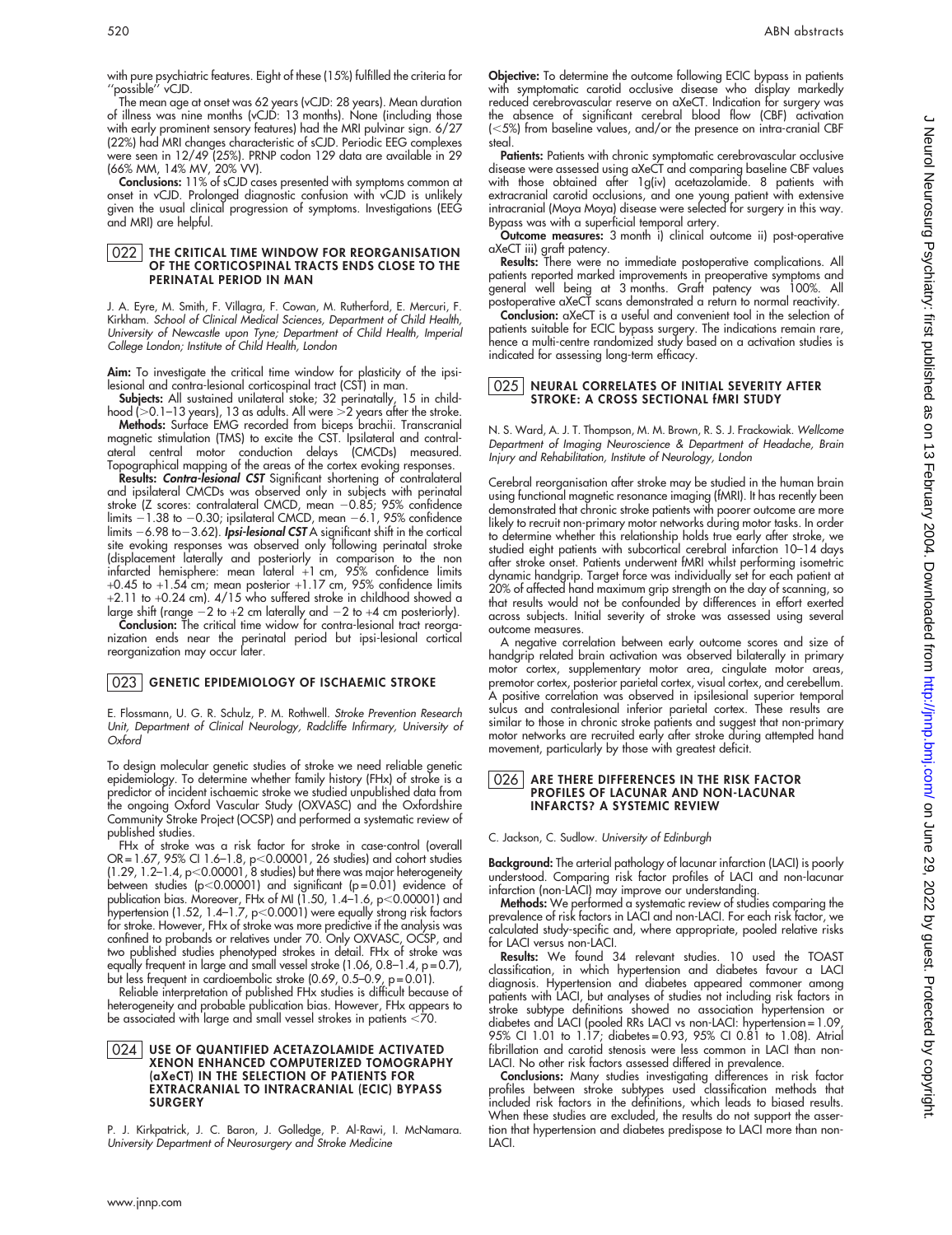with pure psychiatric features. Eight of these (15%) fulfilled the criteria for "possible" vCJD.

The mean age at onset was 62 years (vCJD: 28 years). Mean duration of illness was nine months (vCJD: 13 months). None (including those with early prominent sensory features) had the MRI pulvinar sign. 6/27 (22%) had MRI changes characteristic of sCJD. Periodic EEG complexes were seen in 12/49 (25%). PRNP codon 129 data are available in 29 (66% MM, 14% MV, 20% VV).

**Conclusions:** 11% of sCJD cases presented with symptoms common at onset in vCJD. Prolonged diagnostic confusion with vCJD is unlikely given the usual clinical progression of symptoms. Investigations (EEG and MRI) are helpful.

## 022 THE CRITICAL TIME WINDOW FOR REORGANISATION OF THE CORTICOSPINAL TRACTS ENDS CLOSE TO THE PERINATAL PERIOD IN MAN

J. A. Eyre, M. Smith, F. Villagra, F. Cowan, M. Rutherford, E. Mercuri, F. Kirkham. *School of Clinical Medical Sciences, Department of Child Health, University of Newcastle upon Tyne; Department of Child Health, Imperial College London; Institute of Child Health, London*

**Aim:** To investigate the critical time window for plasticity of the ipsilesional and contra-lesional corticospinal tract (CST) in man.

**Subjects:** All sustained unilateral stoke; 32 perinatally, 15 in childhood (>0.1–13 years), 13 as adults. All were >2 years after the stroke.

**Methods:** Surface EMG recorded from biceps brachii. Transcranial magnetic stimulation (TMS) to excite the CST. Ipsilateral and contralateral central motor conduction delays (CMCDs) measured. Topographical mapping of the areas of the cortex evoking responses.

**Results:** ***Contra-lesional CST*** Significant shortening of contralateral and ipsilateral CMCDs was observed only in subjects with perinatal stroke (Z scores: contralateral CMCD, mean −0.85; 95% confidence limits −1.38 to −0.30; ipsilateral CMCD, mean −6.1, 95% confidence limits −6.98 to −3.62). ***Ipsi-lesional CST*** A significant shift in the cortical site evoking responses was observed only following perinatal stroke (displacement laterally and posteriorly in comparison to the non infarcted hemisphere: mean lateral +1 cm, 95% confidence limits +0.45 to +1.54 cm; mean posterior +1.17 cm, 95% confidence limits +2.11 to +0.24 cm). 4/15 who suffered stroke in childhood showed a large shift (range −2 to +2 cm laterally and −2 to +4 cm posteriorly).

**Conclusion:** The critical time widow for contra-lesional tract reorganization ends near the perinatal period but ipsi-lesional cortical reorganization may occur later.

## 023 GENETIC EPIDEMIOLOGY OF ISCHAEMIC STROKE

E. Flossmann, U. G. R. Schulz, P. M. Rothwell. *Stroke Prevention Research Unit, Department of Clinical Neurology, Radcliffe Infirmary, University of Oxford*

To design molecular genetic studies of stroke we need reliable genetic epidemiology. To determine whether family history (FHx) of stroke is a predictor of incident ischaemic stroke we studied unpublished data from the ongoing Oxford Vascular Study (OXVASC) and the Oxfordshire Community Stroke Project (OCSP) and performed a systematic review of published studies.

FHx of stroke was a risk factor for stroke in case-control (overall OR = 1.67, 95% CI 1.6–1.8, $p<0.00001$, 26 studies) and cohort studies (1.29, 1.2–1.4, $p<0.00001$, 8 studies) but there was major heterogeneity between studies ($p<0.00001$) and significant ($p=0.01$) evidence of publication bias. Moreover, FHx of MI (1.50, 1.4–1.6, $p<0.00001$) and hypertension (1.52, 1.4–1.7, $p<0.0001$) were equally strong risk factors for stroke. However, FHx of stroke was more predictive if the analysis was confined to probands or relatives under 70. Only OXVASC, OCSP, and two published studies phenotyped strokes in detail. FHx of stroke was equally frequent in large and small vessel stroke (1.06, 0.8–1.4, $p=0.7$), but less frequent in cardioembolic stroke (0.69, 0.5–0.9, $p=0.01$).

Reliable interpretation of published FHx studies is difficult because of heterogeneity and probable publication bias. However, FHx appears to be associated with large and small vessel strokes in patients <70.

## 024 USE OF QUANTIFIED ACETAZOLAMIDE ACTIVATED XENON ENHANCED COMPUTERIZED TOMOGRAPHY (aXeCT) IN THE SELECTION OF PATIENTS FOR EXTRACRANIAL TO INTRACRANIAL (ECIC) BYPASS SURGERY

P. J. Kirkpatrick, J. C. Baron, J. Golledge, P. Al-Rawi, I. McNamara. *University Department of Neurosurgery and Stroke Medicine*

**Objective:** To determine the outcome following ECIC bypass in patients with symptomatic carotid occlusive disease who display markedly reduced cerebrovascular reserve on aXeCT. Indication for surgery was the absence of significant cerebral blood flow (CBF) activation (<5%) from baseline values, and/or the presence on intra-cranial CBF steal.

**Patients:** Patients with chronic symptomatic cerebrovascular occlusive disease were assessed using aXeCT and comparing baseline CBF values with those obtained after 1g(iv) acetazolamide. 8 patients with extracranial carotid occlusions, and one young patient with extensive intracranial (Moya Moya) disease were selected for surgery in this way. Bypass was with a superficial temporal artery.

**Outcome measures:** 3 month i) clinical outcome ii) post-operative aXeCT iii) graft patency.

**Results:** There were no immediate postoperative complications. All patients reported marked improvements in preoperative symptoms and general well being at 3 months. Graft patency was 100%. All postoperative aXeCT scans demonstrated a return to normal reactivity.

**Conclusion:** aXeCT is a useful and convenient tool in the selection of patients suitable for ECIC bypass surgery. The indications remain rare, hence a multi-centre randomized study based on a activation studies is indicated for assessing long-term efficacy.

## 025 NEURAL CORRELATES OF INITIAL SEVERITY AFTER STROKE: A CROSS SECTIONAL fMRI STUDY

N. S. Ward, A. J. T. Thompson, M. M. Brown, R. S. J. Frackowiak. *Wellcome Department of Imaging Neuroscience & Department of Headache, Brain Injury and Rehabilitation, Institute of Neurology, London*

Cerebral reorganisation after stroke may be studied in the human brain using functional magnetic resonance imaging (fMRI). It has recently been demonstrated that chronic stroke patients with poorer outcome are more likely to recruit non-primary motor networks during motor tasks. In order to determine whether this relationship holds true early after stroke, we studied eight patients with subcortical cerebral infarction 10–14 days after stroke onset. Patients underwent fMRI whilst performing isometric dynamic handgrip. Target force was individually set for each patient at 20% of affected hand maximum grip strength on the day of scanning, so that results would not be confounded by differences in effort exerted across subjects. Initial severity of stroke was assessed using several outcome measures.

A negative correlation between early outcome scores and size of handgrip related brain activation was observed bilaterally in primary motor cortex, supplementary motor area, cingulate motor areas, premotor cortex, posterior parietal cortex, visual cortex, and cerebellum. A positive correlation was observed in ipsilesional superior temporal sulcus and contralesional inferior parietal cortex. These results are similar to those in chronic stroke patients and suggest that non-primary motor networks are recruited early after stroke during attempted hand movement, particularly by those with greatest deficit.

## 026 ARE THERE DIFFERENCES IN THE RISK FACTOR PROFILES OF LACUNAR AND NON-LACUNAR INFARCTS? A SYSTEMIC REVIEW

C. Jackson, C. Sudlow. *University of Edinburgh*

**Background:** The arterial pathology of lacunar infarction (LACI) is poorly understood. Comparing risk factor profiles of LACI and non-lacunar infarction (non-LACI) may improve our understanding.

**Methods:** We performed a systematic review of studies comparing the prevalence of risk factors in LACI and non-LACI. For each risk factor, we calculated study-specific and, where appropriate, pooled relative risks for LACI versus non-LACI.

**Results:** We found 34 relevant studies. 10 used the TOAST classification, in which hypertension and diabetes favour a LACI diagnosis. Hypertension and diabetes appeared commoner among patients with LACI, but analyses of studies not including risk factors in stroke subtype definitions showed no association hypertension or diabetes and LACI (pooled RRs LACI vs non-LACI: hypertension = 1.09, 95% CI 1.01 to 1.17; diabetes = 0.93, 95% CI 0.81 to 1.08). Atrial fibrillation and carotid stenosis were less common in LACI than non-LACI. No other risk factors assessed differed in prevalence.

**Conclusions:** Many studies investigating differences in risk factor profiles between stroke subtypes used classification methods that included risk factors in the definitions, which leads to biased results. When these studies are excluded, the results do not support the assertion that hypertension and diabetes predispose to LACI more than non-LACI.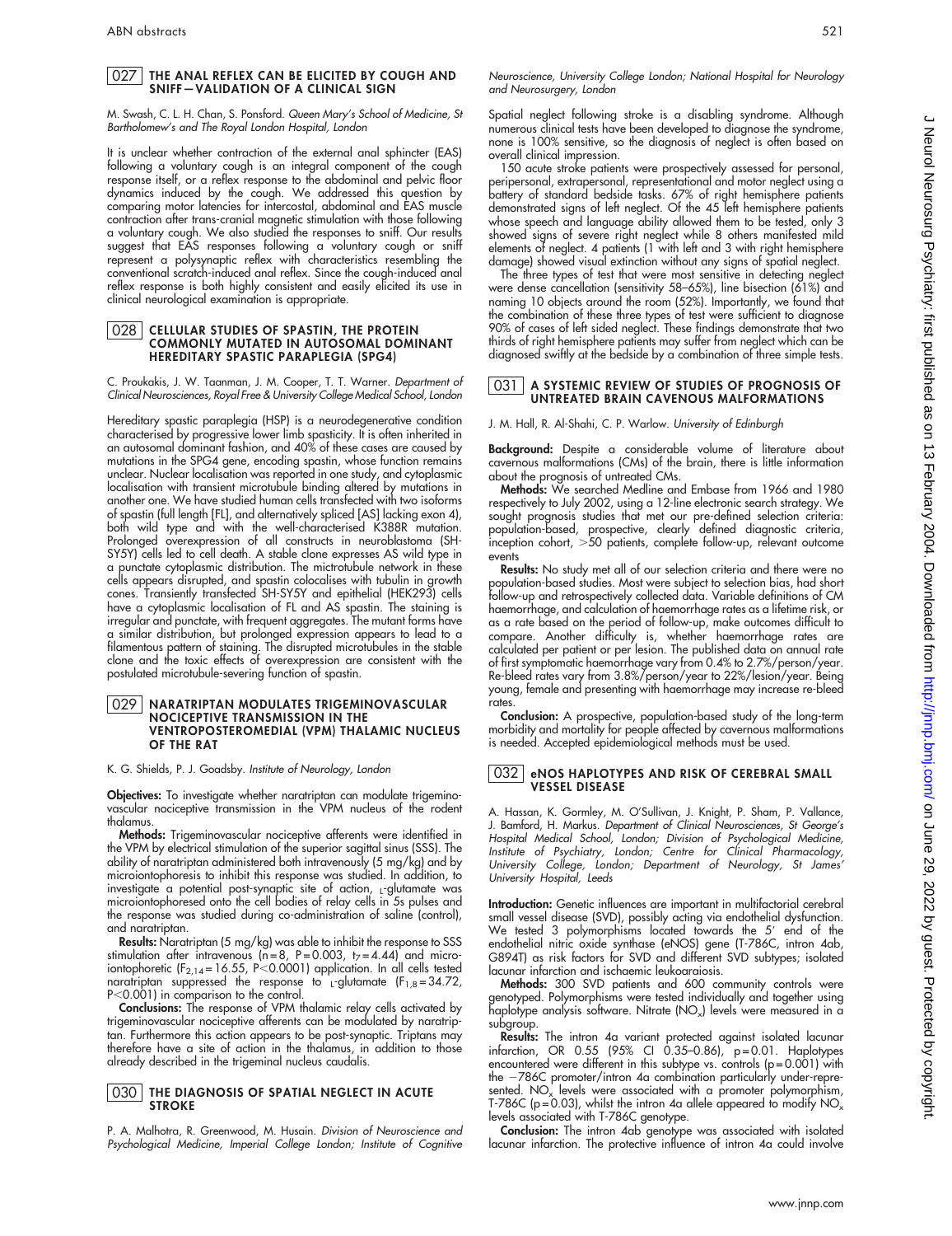## 027 THE ANAL REFLEX CAN BE ELICITED BY COUGH AND SNIFF—VALIDATION OF A CLINICAL SIGN

M. Swash, C. L. H. Chan, S. Ponsford. *Queen Mary's School of Medicine, St Bartholomew's and The Royal London Hospital, London*

It is unclear whether contraction of the external anal sphincter (EAS) following a voluntary cough is an integral component of the cough response itself, or a reflex response to the abdominal and pelvic floor dynamics induced by the cough. We addressed this question by comparing motor latencies for intercostal, abdominal and EAS muscle contraction after trans-cranial magnetic stimulation with those following a voluntary cough. We also studied the responses to sniff. Our results suggest that EAS responses following a voluntary cough or sniff represent a polysynaptic reflex with characteristics resembling the conventional scratch-induced anal reflex. Since the cough-induced anal reflex response is both highly consistent and easily elicited its use in clinical neurological examination is appropriate.

## 028 CELLULAR STUDIES OF SPASTIN, THE PROTEIN COMMONLY MUTATED IN AUTOSOMAL DOMINANT HEREDITARY SPASTIC PARAPLEGIA (SPG4)

C. Proukakis, J. W. Taanman, J. M. Cooper, T. T. Warner. *Department of Clinical Neurosciences, Royal Free & University College Medical School, London*

Hereditary spastic paraplegia (HSP) is a neurodegenerative condition characterised by progressive lower limb spasticity. It is often inherited in an autosomal dominant fashion, and 40% of these cases are caused by mutations in the SPG4 gene, encoding spastin, whose function remains unclear. Nuclear localisation was reported in one study, and cytoplasmic localisation with transient microtubule binding altered by mutations in another one. We have studied human cells transfected with two isoforms of spastin (full length [FL], and alternatively spliced [AS] lacking exon 4), both wild type and with the well-characterised K388R mutation. Prolonged overexpression of all constructs in neuroblastoma (SH-SY5Y) cells led to cell death. A stable clone expresses AS wild type in a punctate cytoplasmic distribution. The microtubule network in these cells appears disrupted, and spastin colocalises with tubulin in growth cones. Transiently transfected SH-SY5Y and epithelial (HEK293) cells have a cytoplasmic localisation of FL and AS spastin. The staining is irregular and punctate, with frequent aggregates. The mutant forms have a similar distribution, but prolonged expression appears to lead to a filamentous pattern of staining. The disrupted microtubules in the stable clone and the toxic effects of overexpression are consistent with the postulated microtubule-severing function of spastin.

## 029 NARATRIPTAN MODULATES TRIGEMINOVASCULAR NOCICEPTIVE TRANSMISSION IN THE VENTROPOSTEROMEDIAL (VPM) THALAMIC NUCLEUS OF THE RAT

K. G. Shields, P. J. Goadsby. *Institute of Neurology, London*

**Objectives:** To investigate whether naratriptan can modulate trigeminovascular nociceptive transmission in the VPM nucleus of the rodent thalamus.

**Methods:** Trigeminovascular nociceptive afferents were identified in the VPM by electrical stimulation of the superior sagittal sinus (SSS). The ability of naratriptan administered both intravenously (5 mg/kg) and by microiontophoresis to inhibit this response was studied. In addition, to investigate a potential post-synaptic site of action, L-glutamate was microiontophoresed onto the cell bodies of relay cells in 5s pulses and the response was studied during co-administration of saline (control), and naratriptan.

**Results:** Naratriptan (5 mg/kg) was able to inhibit the response to SSS stimulation after intravenous (n = 8, P = 0.003, $t_7 = 4.44$) and microiontophoretic ($F_{2,14} = 16.55$, P<0.0001) application. In all cells tested naratriptan suppressed the response to L-glutamate ($F_{1,8} = 34.72$, P<0.001) in comparison to the control.

**Conclusions:** The response of VPM thalamic relay cells activated by trigeminovascular nociceptive afferents can be modulated by naratriptan. Furthermore this action appears to be post-synaptic. Triptans may therefore have a site of action in the thalamus, in addition to those already described in the trigeminal nucleus caudalis.

## 030 THE DIAGNOSIS OF SPATIAL NEGLECT IN ACUTE STROKE

P. A. Malhotra, R. Greenwood, M. Husain. *Division of Neuroscience and Psychological Medicine, Imperial College London; Institute of Cognitive Neuroscience, University College London; National Hospital for Neurology and Neurosurgery, London*

Spatial neglect following stroke is a disabling syndrome. Although numerous clinical tests have been developed to diagnose the syndrome, none is 100% sensitive, so the diagnosis of neglect is often based on overall clinical impression.

150 acute stroke patients were prospectively assessed for personal, peripersonal, extrapersonal, representational and motor neglect using a battery of standard bedside tasks. 67% of right hemisphere patients demonstrated signs of left neglect. Of the 45 left hemisphere patients whose speech and language ability allowed them to be tested, only 3 showed signs of severe right neglect while 8 others manifested mild elements of neglect. 4 patients (1 with left and 3 with right hemisphere damage) showed visual extinction without any signs of spatial neglect.

The three types of test that were most sensitive in detecting neglect were dense cancellation (sensitivity 58–65%), line bisection (61%) and naming 10 objects around the room (52%). Importantly, we found that the combination of these three types of test were sufficient to diagnose 90% of cases of left sided neglect. These findings demonstrate that two thirds of right hemisphere patients may suffer from neglect which can be diagnosed swiftly at the bedside by a combination of three simple tests.

## 031 A SYSTEMIC REVIEW OF STUDIES OF PROGNOSIS OF UNTREATED BRAIN CAVENOUS MALFORMATIONS

J. M. Hall, R. Al-Shahi, C. P. Warlow. *University of Edinburgh*

**Background:** Despite a considerable volume of literature about cavenous malformations (CMs) of the brain, there is little information about the prognosis of untreated CMs.

**Methods:** We searched Medline and Embase from 1966 and 1980 respectively to July 2002, using a 12-line electronic search strategy. We sought prognosis studies that met our pre-defined selection criteria: population-based, prospective, clearly defined diagnostic criteria, inception cohort, >50 patients, complete follow-up, relevant outcome events

**Results:** No study met all of our selection criteria and there were no population-based studies. Most were subject to selection bias, had short follow-up and retrospectively collected data. Variable definitions of CM haemorrhage, and calculation of haemorrhage rates as a lifetime risk, or as a rate based on the period of follow-up, make outcomes difficult to compare. Another difficulty is, whether haemorrhage rates are calculated per patient or per lesion. The published data on annual rate of first symptomatic haemorrhage vary from 0.4% to 2.7%/person/year. Re-bleed rates vary from 3.8%/person/year to 22%/lesion/year. Being young, female and presenting with haemorrhage may increase re-bleed rates.

**Conclusion:** A prospective, population-based study of the long-term morbidity and mortality for people affected by cavenous malformations is needed. Accepted epidemiological methods must be used.

## 032 eNOS HAPLOTYPES AND RISK OF CEREBRAL SMALL VESSEL DISEASE

A. Hassan, K. Gormley, M. O'Sullivan, J. Knight, P. Sham, P. Vallance, J. Bamford, H. Markus. *Department of Clinical Neurosciences, St George's Hospital Medical School, London; Division of Psychological Medicine, Institute of Psychiatry, London; Centre for Clinical Pharmacology, University College, London; Department of Neurology, St James' University Hospital, Leeds*

**Introduction:** Genetic influences are important in multifactorial cerebral small vessel disease (SVD), possibly acting via endothelial dysfunction. We tested 3 polymorphisms located towards the 5' end of the endothelial nitric oxide synthase (eNOS) gene (T-786C, intron 4ab, G894T) as risk factors for SVD and different SVD subtypes; isolated lacunar infarction and ischaemic leukoaraiosis.

**Methods:** 300 SVD patients and 600 community controls were genotyped. Polymorphisms were tested individually and together using haplotype analysis software. Nitrate ($NO_x$) levels were measured in a subgroup.

**Results:** The intron 4a variant protected against isolated lacunar infarction, OR 0.55 (95% CI 0.35–0.86), p = 0.01. Haplotypes encountered were different in this subtype vs. controls (p = 0.001) with the −786C promoter/intron 4a combination particularly under-represented. $NO_x$ levels were associated with a promoter polymorphism, T-786C (p = 0.03), whilst the intron 4a allele appeared to modify $NO_x$ levels associated with T-786C genotype.

**Conclusion:** The intron 4ab genotype was associated with isolated lacunar infarction. The protective influence of intron 4a could involve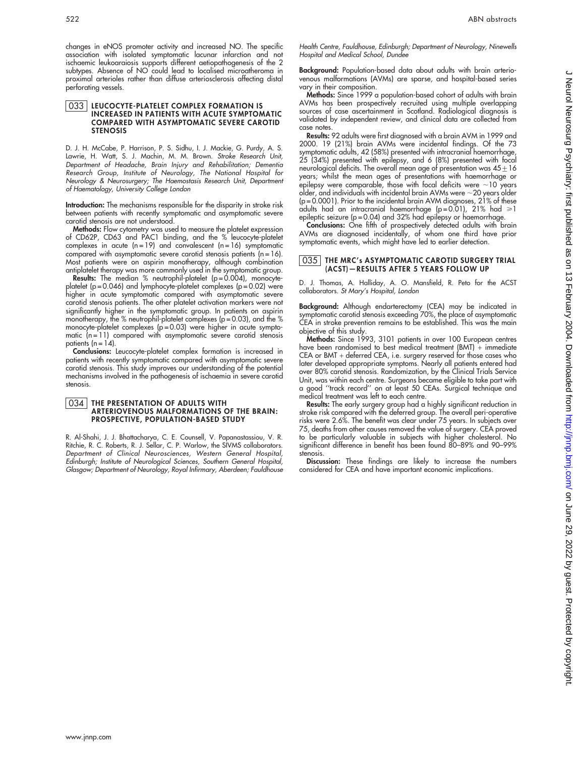changes in eNOS promoter activity and increased NO. The specific association with isolated symptomatic lacunar infarction and not ischaemic leukoaraiosis supports different aetiopathogenesis of the 2 subtypes. Absence of NO could lead to localised microatheroma in proximal arterioles rather than diffuse arteriosclerosis affecting distal perforating vessels.

## 033 LEUCOCYTE-PLATELET COMPLEX FORMATION IS INCREASED IN PATIENTS WITH ACUTE SYMPTOMATIC COMPARED WITH ASYMPTOMATIC SEVERE CAROTID STENOSIS

D. J. H. McCabe, P. Harrison, P. S. Sidhu, I. J. Mackie, G. Purdy, A. S. Lawrie, H. Watt, S. J. Machin, M. M. Brown. *Stroke Research Unit, Department of Headache, Brain Injury and Rehabilitation; Dementia Research Group, Institute of Neurology, The National Hospital for Neurology & Neurosurgery; The Haemostasis Research Unit, Department of Haematology, University College London*

**Introduction:** The mechanisms responsible for the disparity in stroke risk between patients with recently symptomatic and asymptomatic severe carotid stenosis are not understood.

**Methods:** Flow cytometry was used to measure the platelet expression of CD62P, CD63 and PAC1 binding, and the % leucocyte-platelet complexes in acute (n = 19) and convalescent (n = 16) symptomatic compared with asymptomatic severe carotid stenosis patients (n = 16). Most patients were on aspirin monotherapy, although combination antiplatelet therapy was more commonly used in the symptomatic group.

**Results:** The median % neutrophil-platelet (p = 0.004), monocyte-platelet (p = 0.046) and lymphocyte-platelet complexes (p = 0.02) were higher in acute symptomatic compared with asymptomatic severe carotid stenosis patients. The other platelet activation markers were not significantly higher in the symptomatic group. In patients on aspirin monotherapy, the % neutrophil-platelet complexes (p = 0.03), and the % monocyte-platelet complexes (p = 0.03) were higher in acute symptomatic (n = 11) compared with asymptomatic severe carotid stenosis patients (n = 14).

**Conclusions:** Leucocyte-platelet complex formation is increased in patients with recently symptomatic compared with asymptomatic severe carotid stenosis. This study improves our understanding of the potential mechanisms involved in the pathogenesis of ischaemia in severe carotid stenosis.

## 034 THE PRESENTATION OF ADULTS WITH ARTERIOVENOUS MALFORMATIONS OF THE BRAIN: PROSPECTIVE, POPULATION-BASED STUDY

R. Al-Shahi, J. J. Bhattacharya, C. E. Counsell, V. Papanastassiou, V. R. Ritchie, R. C. Roberts, R. J. Sellar, C. P. Warlow, the SIVMS collaborators. *Department of Clinical Neurosciences, Western General Hospital, Edinburgh; Institute of Neurological Sciences, Southern General Hospital, Glasgow; Department of Neurology, Royal Infirmary, Aberdeen; Fauldhouse Health Centre, Fauldhouse, Edinburgh; Department of Neurology, Ninewells Hospital and Medical School, Dundee*

**Background:** Population-based data about adults with brain arteriovenous malformations (AVMs) are sparse, and hospital-based series vary in their composition.

**Methods:** Since 1999 a population-based cohort of adults with brain AVMs has been prospectively recruited using multiple overlapping sources of case ascertainment in Scotland. Radiological diagnosis is validated by independent review, and clinical data are collected from case notes.

**Results:** 92 adults were first diagnosed with a brain AVM in 1999 and 2000. 19 (21%) brain AVMs were incidental findings. Of the 73 symptomatic adults, 42 (58%) presented with intracranial haemorrhage, 25 (34%) presented with epilepsy, and 6 (8%) presented with focal neurological deficits. The overall mean age of presentation was $45 \pm 16$ years; whilst the mean ages of presentations with haemorrhage or epilepsy were comparable, those with focal deficits were ~10 years older, and individuals with incidental brain AVMs were ~20 years older (p = 0.0001). Prior to the incidental brain AVM diagnoses, 21% of these adults had an intracranial haemorrhage (p = 0.01), 21% had $\geqslant 1$ epileptic seizure (p = 0.04) and 32% had epilepsy or haemorrhage.

**Conclusions:** One fifth of prospectively detected adults with brain AVMs are diagnosed incidentally, of whom one third have prior symptomatic events, which might have led to earlier detection.

## 035 THE MRC's ASYMPTOMATIC CAROTID SURGERY TRIAL (ACST)—RESULTS AFTER 5 YEARS FOLLOW UP

D. J. Thomas, A. Halliday, A. O. Mansfield, R. Peto for the ACST collaborators. *St Mary's Hospital, London*

**Background:** Although endarterectomy (CEA) may be indicated in symptomatic carotid stenosis exceeding 70%, the place of asymptomatic CEA in stroke prevention remains to be established. This was the main objective of this study.

**Methods:** Since 1993, 3101 patients in over 100 European centres have been randomised to best medical treatment (BMT) + immediate CEA or BMT + deferred CEA, i.e. surgery reserved for those cases who later developed appropriate symptoms. Nearly all patients entered had over 80% carotid stenosis. Randomization, by the Clinical Trials Service Unit, was within each centre. Surgeons became eligible to take part with a good "track record" on at least 50 CEAs. Surgical technique and medical treatment was left to each centre.

**Results:** The early surgery group had a highly significant reduction in stroke risk compared with the deferred group. The overall peri-operative risks were 2.6%. The benefit was clear under 75 years. In subjects over 75, deaths from other causes removed the value of surgery. CEA proved to be particularly valuable in subjects with higher cholesterol. No significant difference in benefit has been found 80–89% and 90–99% stenosis.

**Discussion:** These findings are likely to increase the numbers considered for CEA and have important economic implications.